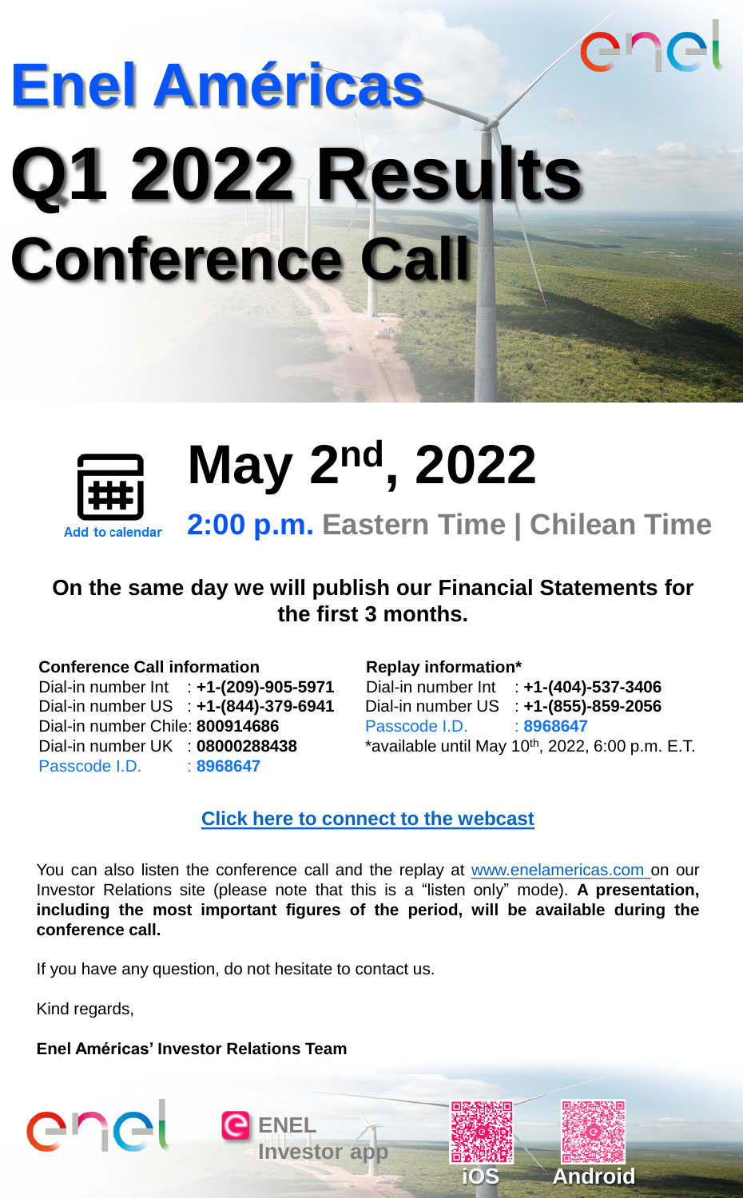# Enel Américas

# Q1 2022 Results Conference Call

Add to calendar

## May 2nd, 2022

**2:00 p.m.** Eastern Time | Chilean Time

**On the same day we will publish our Financial Statements for the first 3 months.**

**Conference Call information**

Dial-in number Int : **+1-(209)-905-5971**
Dial-in number US : **+1-(844)-379-6941**
Dial-in number Chile: **800914686**
Dial-in number UK : **08000288438**
Passcode I.D. : **8968647**

**Replay information***

Dial-in number Int : **+1-(404)-537-3406**
Dial-in number US : **+1-(855)-859-2056**
Passcode I.D. : **8968647**
*available until May 10th, 2022, 6:00 p.m. E.T.

**Click here to connect to the webcast**

You can also listen the conference call and the replay at www.enelamericas.com on our Investor Relations site (please note that this is a "listen only" mode). **A presentation, including the most important figures of the period, will be available during the conference call.**

If you have any question, do not hesitate to contact us.

Kind regards,

**Enel Américas' Investor Relations Team**

ENEL Investor app

iOS Android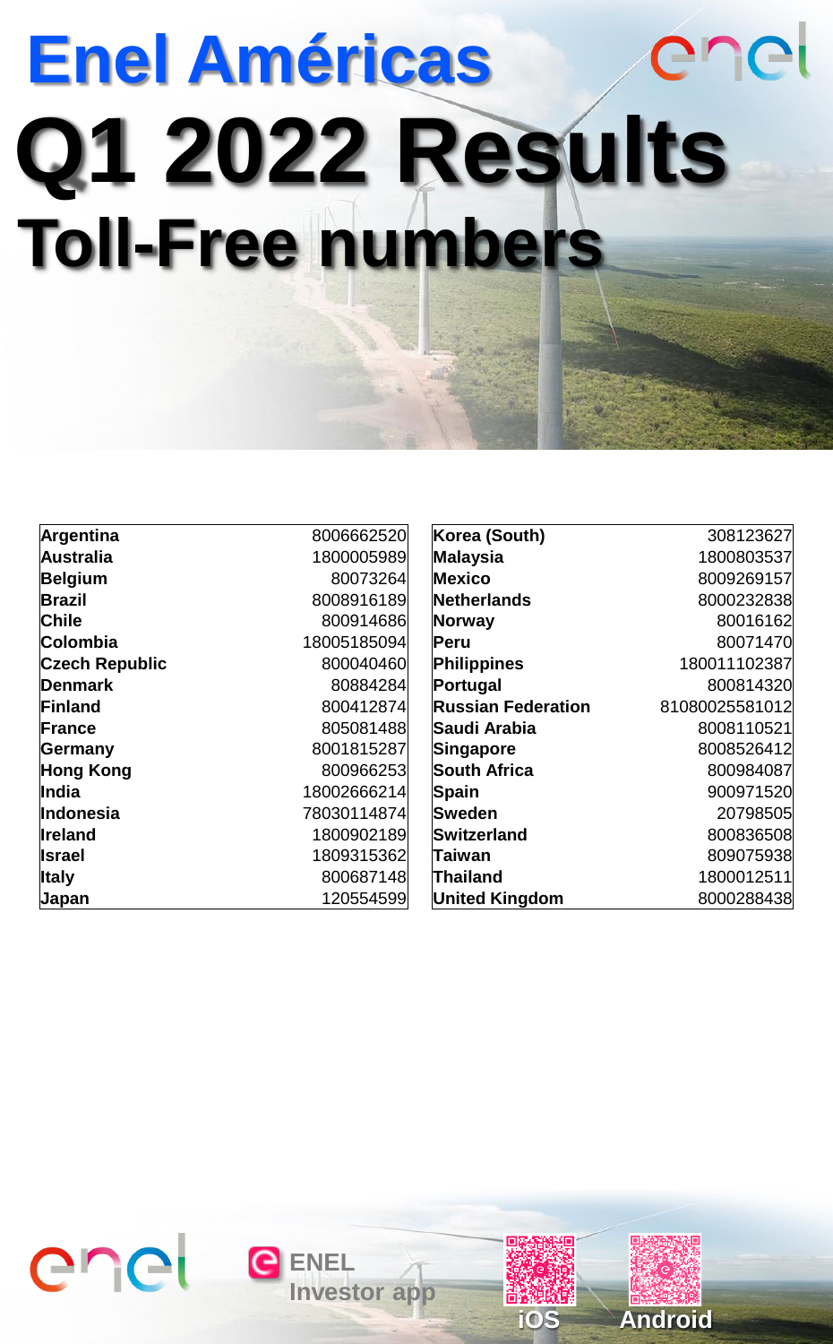# Enel Américas

# Q1 2022 Results

## Toll-Free numbers

| | |
|---|---|
| **Argentina** | 8006662520 |
| **Australia** | 1800005989 |
| **Belgium** | 80073264 |
| **Brazil** | 8008916189 |
| **Chile** | 800914686 |
| **Colombia** | 18005185094 |
| **Czech Republic** | 800040460 |
| **Denmark** | 80884284 |
| **Finland** | 800412874 |
| **France** | 805081488 |
| **Germany** | 8001815287 |
| **Hong Kong** | 800966253 |
| **India** | 18002666214 |
| **Indonesia** | 78030114874 |
| **Ireland** | 1800902189 |
| **Israel** | 1809315362 |
| **Italy** | 800687148 |
| **Japan** | 120554599 |

| | |
|---|---|
| **Korea (South)** | 308123627 |
| **Malaysia** | 1800803537 |
| **Mexico** | 8009269157 |
| **Netherlands** | 8000232838 |
| **Norway** | 80016162 |
| **Peru** | 80071470 |
| **Philippines** | 180011102387 |
| **Portugal** | 800814320 |
| **Russian Federation** | 81080025581012 |
| **Saudi Arabia** | 8008110521 |
| **Singapore** | 8008526412 |
| **South Africa** | 800984087 |
| **Spain** | 900971520 |
| **Sweden** | 20798505 |
| **Switzerland** | 800836508 |
| **Taiwan** | 809075938 |
| **Thailand** | 1800012511 |
| **United Kingdom** | 8000288438 |

ENEL Investor app

iOS

Android